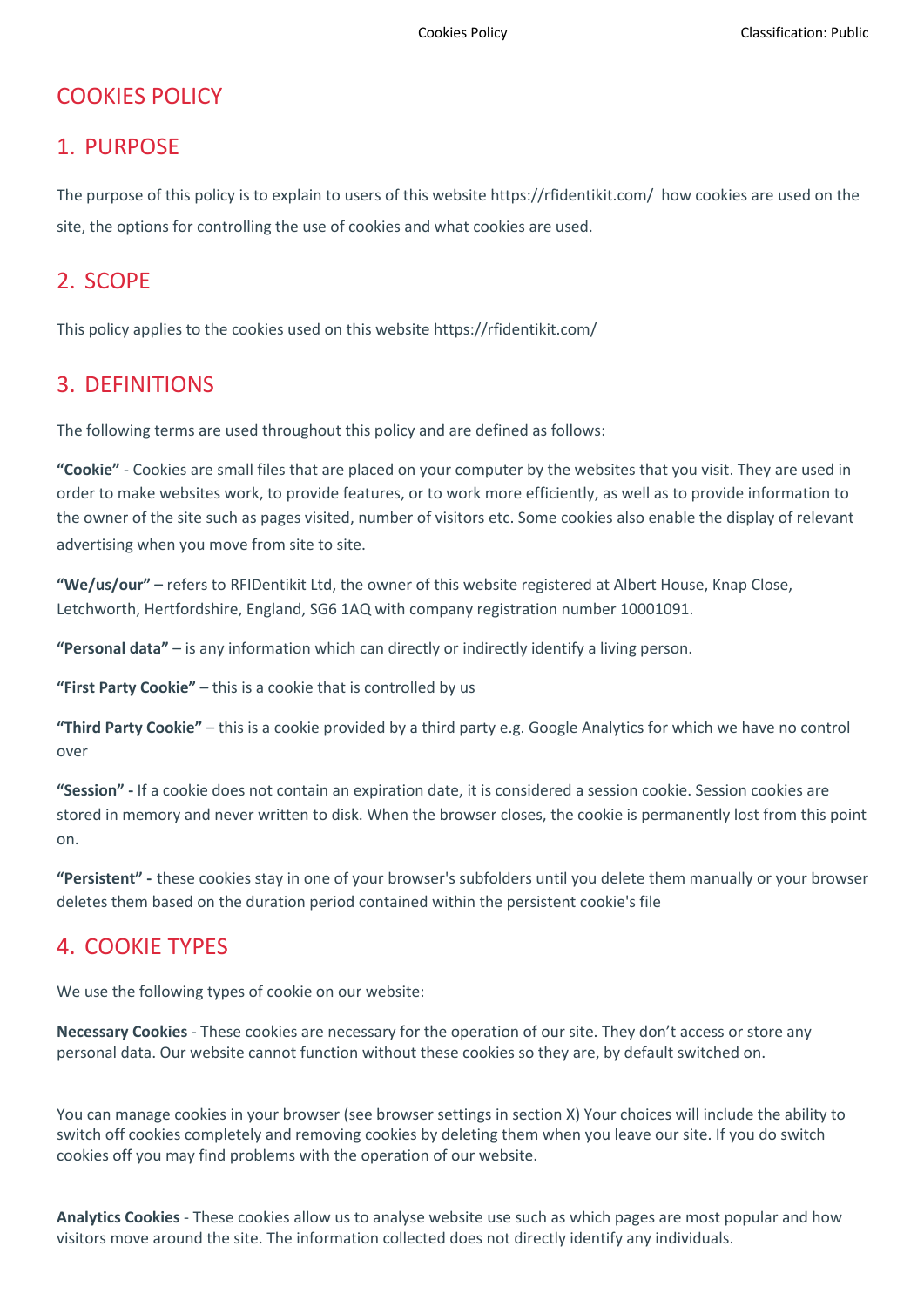# COOKIES POLICY

## 1. PURPOSE

The purpose of this policy is to explain to users of this website https://rfidentikit.com/ how cookies are used on the site, the options for controlling the use of cookies and what cookies are used.

## 2. SCOPE

This policy applies to the cookies used on this website https://rfidentikit.com/

## 3. DEFINITIONS

The following terms are used throughout this policy and are defined as follows:

**"Cookie"** - Cookies are small files that are placed on your computer by the websites that you visit. They are used in order to make websites work, to provide features, or to work more efficiently, as well as to provide information to the owner of the site such as pages visited, number of visitors etc. Some cookies also enable the display of relevant advertising when you move from site to site.

**"We/us/our" –** refers to RFIDentikit Ltd, the owner of this website registered at Albert House, Knap Close, Letchworth, Hertfordshire, England, SG6 1AQ with company registration number 10001091.

**"Personal data"** – is any information which can directly or indirectly identify a living person.

**"First Party Cookie"** – this is a cookie that is controlled by us

**"Third Party Cookie"** – this is a cookie provided by a third party e.g. Google Analytics for which we have no control over

**"Session" -** If a cookie does not contain an expiration date, it is considered a session cookie. Session cookies are stored in memory and never written to disk. When the browser closes, the cookie is permanently lost from this point on.

**"Persistent" -** these cookies stay in one of your browser's subfolders until you delete them manually or your browser deletes them based on the duration period contained within the persistent cookie's file

## 4. COOKIE TYPES

We use the following types of cookie on our website:

**Necessary Cookies** - These cookies are necessary for the operation of our site. They don't access or store any personal data. Our website cannot function without these cookies so they are, by default switched on.

You can manage cookies in your browser (see browser settings in section X) Your choices will include the ability to switch off cookies completely and removing cookies by deleting them when you leave our site. If you do switch cookies off you may find problems with the operation of our website.

**Analytics Cookies** - These cookies allow us to analyse website use such as which pages are most popular and how visitors move around the site. The information collected does not directly identify any individuals.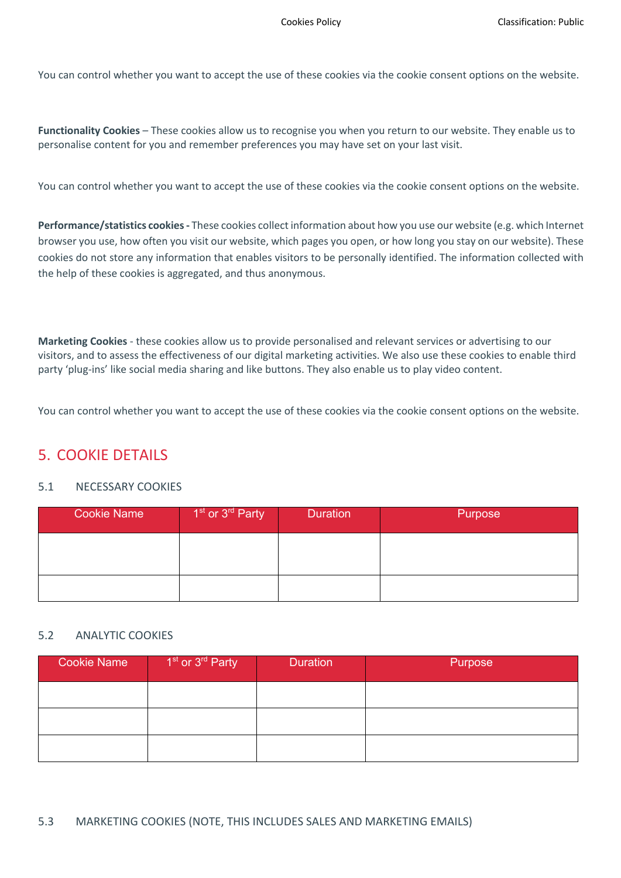You can control whether you want to accept the use of these cookies via the cookie consent options on the website.

**Functionality Cookies** – These cookies allow us to recognise you when you return to our website. They enable us to personalise content for you and remember preferences you may have set on your last visit.

You can control whether you want to accept the use of these cookies via the cookie consent options on the website.

**Performance/statistics cookies -** These cookies collect information about how you use our website (e.g. which Internet browser you use, how often you visit our website, which pages you open, or how long you stay on our website). These cookies do not store any information that enables visitors to be personally identified. The information collected with the help of these cookies is aggregated, and thus anonymous.

**Marketing Cookies** - these cookies allow us to provide personalised and relevant services or advertising to our visitors, and to assess the effectiveness of our digital marketing activities. We also use these cookies to enable third party ‘plug-ins’ like social media sharing and like buttons. They also enable us to play video content.

You can control whether you want to accept the use of these cookies via the cookie consent options on the website.

## 5. COOKIE DETAILS

### 5.1 NECESSARY COOKIES

| Cookie Name | 1st or 3rd Party | Duration | Purpose |
|---|---|---|---|
| | | | |
| | | | |

### 5.2 ANALYTIC COOKIES

| Cookie Name | 1st or 3rd Party | Duration | Purpose |
|---|---|---|---|
| | | | |
| | | | |
| | | | |

### 5.3 MARKETING COOKIES (NOTE, THIS INCLUDES SALES AND MARKETING EMAILS)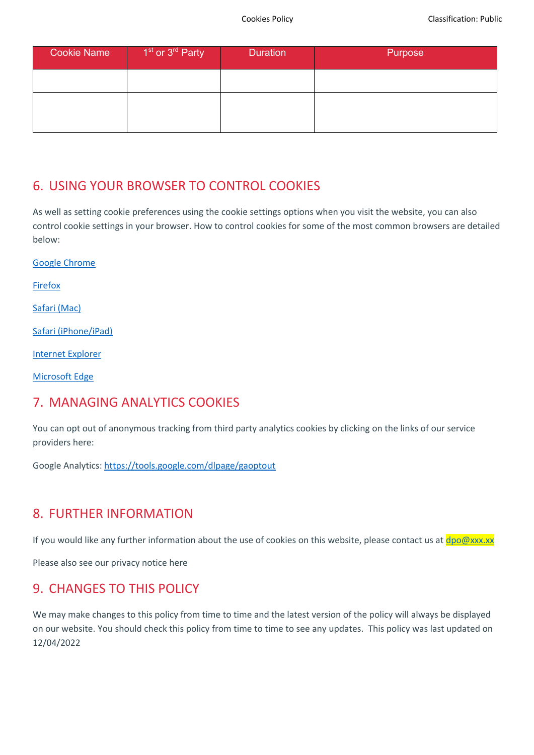| Cookie Name | 1st or 3rd Party | Duration | Purpose |
| --- | --- | --- | --- |
| | | | |
| | | | |

## 6. USING YOUR BROWSER TO CONTROL COOKIES

As well as setting cookie preferences using the cookie settings options when you visit the website, you can also control cookie settings in your browser. How to control cookies for some of the most common browsers are detailed below:

Google Chrome

Firefox

Safari (Mac)

Safari (iPhone/iPad)

Internet Explorer

Microsoft Edge

## 7. MANAGING ANALYTICS COOKIES

You can opt out of anonymous tracking from third party analytics cookies by clicking on the links of our service providers here:

Google Analytics: https://tools.google.com/dlpage/gaoptout

## 8. FURTHER INFORMATION

If you would like any further information about the use of cookies on this website, please contact us at dpo@xxx.xx

Please also see our privacy notice here

## 9. CHANGES TO THIS POLICY

We may make changes to this policy from time to time and the latest version of the policy will always be displayed on our website. You should check this policy from time to time to see any updates. This policy was last updated on 12/04/2022